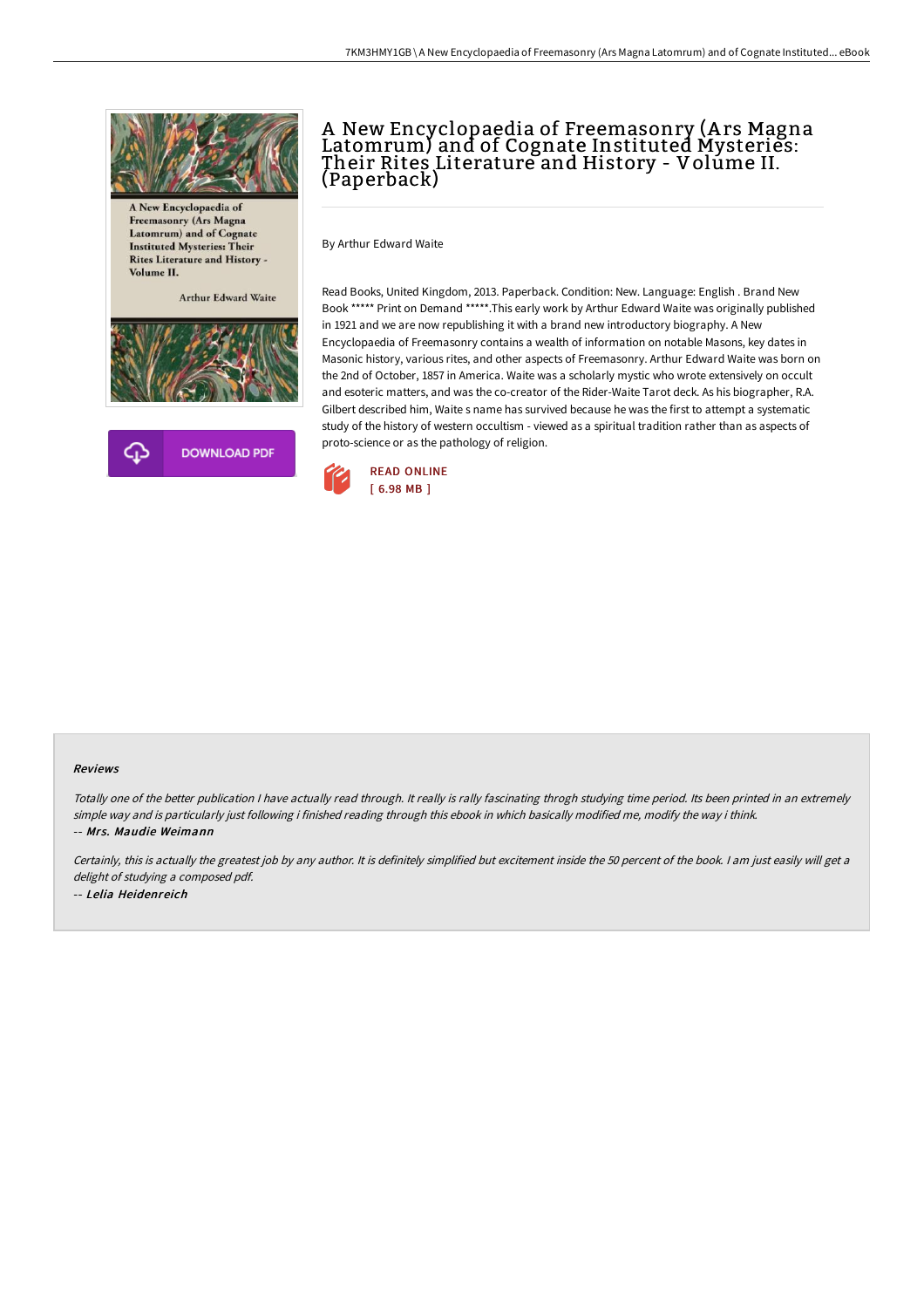# A New Encyclopaedia of Freemasonry (Ars Magna Latomrum) and of Cognate Instituted Mysteries: Their Rites Literature and History - Volume II. (Paperback)

By Arthur Edward Waite

Read Books, United Kingdom, 2013. Paperback. Condition: New. Language: English . Brand New Book ***** Print on Demand *****.This early work by Arthur Edward Waite was originally published in 1921 and we are now republishing it with a brand new introductory biography. A New Encyclopaedia of Freemasonry contains a wealth of information on notable Masons, key dates in Masonic history, various rites, and other aspects of Freemasonry. Arthur Edward Waite was born on the 2nd of October, 1857 in America. Waite was a scholarly mystic who wrote extensively on occult and esoteric matters, and was the co-creator of the Rider-Waite Tarot deck. As his biographer, R.A. Gilbert described him, Waite s name has survived because he was the first to attempt a systematic study of the history of western occultism - viewed as a spiritual tradition rather than as aspects of proto-science or as the pathology of religion.

READ ONLINE
[ 6.98 MB ]

DOWNLOAD PDF

### Reviews

*Totally one of the better publication I have actually read through. It really is rally fascinating throgh studying time period. Its been printed in an extremely simple way and is particularly just following i finished reading through this ebook in which basically modified me, modify the way i think.*

-- ***Mrs. Maudie Weimann***

*Certainly, this is actually the greatest job by any author. It is definitely simplified but excitement inside the 50 percent of the book. I am just easily will get a delight of studying a composed pdf.*

-- ***Lelia Heidenreich***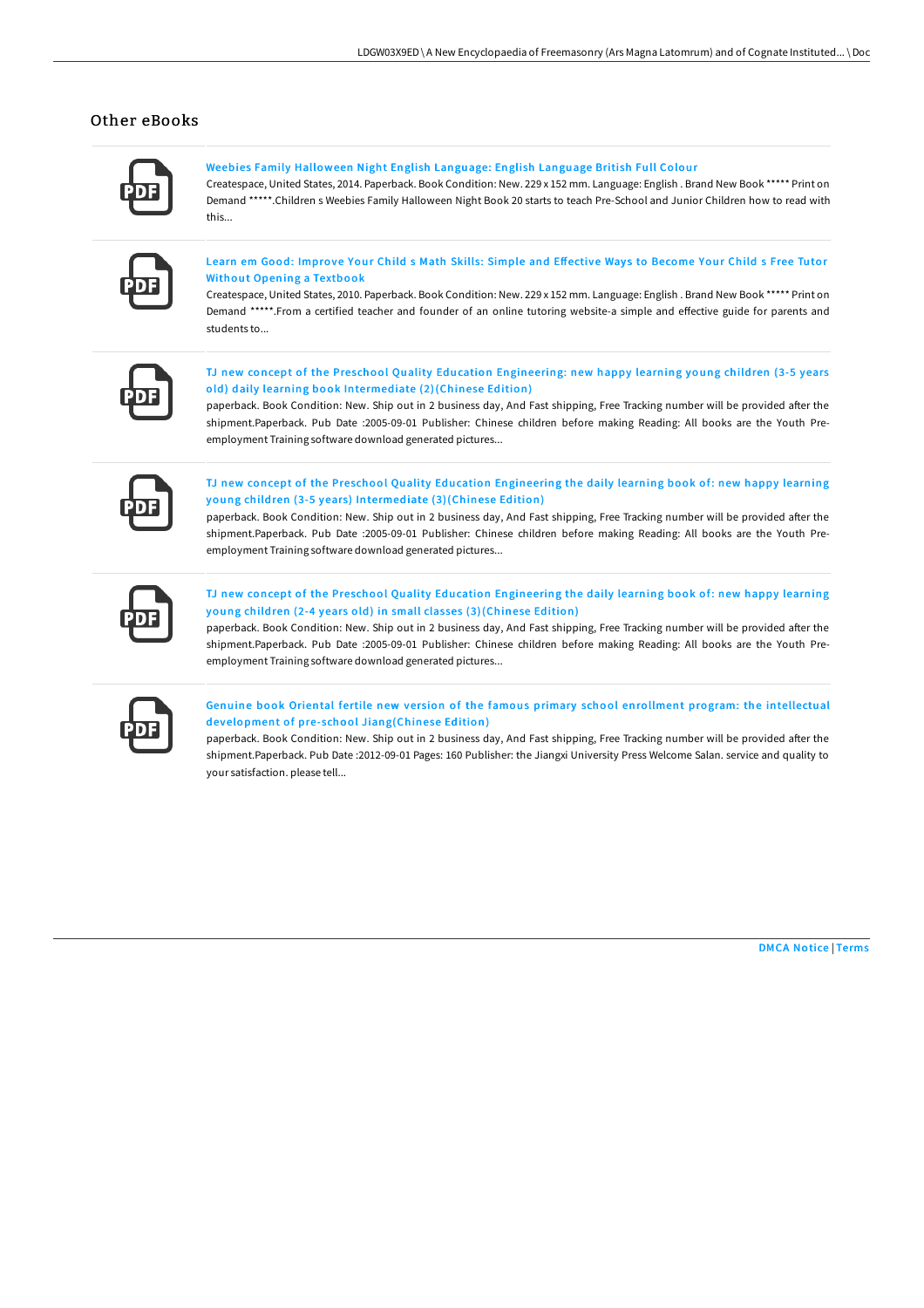## Other eBooks

**Weebies Family Halloween Night English Language: English Language British Full Colour**

Createspace, United States, 2014. Paperback. Book Condition: New. 229 x 152 mm. Language: English . Brand New Book ***** Print on Demand *****.Children s Weebies Family Halloween Night Book 20 starts to teach Pre-School and Junior Children how to read with this...

**Learn em Good: Improve Your Child s Math Skills: Simple and Effective Ways to Become Your Child s Free Tutor Without Opening a Textbook**

Createspace, United States, 2010. Paperback. Book Condition: New. 229 x 152 mm. Language: English . Brand New Book ***** Print on Demand *****.From a certified teacher and founder of an online tutoring website-a simple and effective guide for parents and students to...

**TJ new concept of the Preschool Quality Education Engineering: new happy learning young children (3-5 years old) daily learning book Intermediate (2)(Chinese Edition)**

paperback. Book Condition: New. Ship out in 2 business day, And Fast shipping, Free Tracking number will be provided after the shipment.Paperback. Pub Date :2005-09-01 Publisher: Chinese children before making Reading: All books are the Youth Pre-employment Training software download generated pictures...

**TJ new concept of the Preschool Quality Education Engineering the daily learning book of: new happy learning young children (3-5 years) Intermediate (3)(Chinese Edition)**

paperback. Book Condition: New. Ship out in 2 business day, And Fast shipping, Free Tracking number will be provided after the shipment.Paperback. Pub Date :2005-09-01 Publisher: Chinese children before making Reading: All books are the Youth Pre-employment Training software download generated pictures...

**TJ new concept of the Preschool Quality Education Engineering the daily learning book of: new happy learning young children (2-4 years old) in small classes (3)(Chinese Edition)**

paperback. Book Condition: New. Ship out in 2 business day, And Fast shipping, Free Tracking number will be provided after the shipment.Paperback. Pub Date :2005-09-01 Publisher: Chinese children before making Reading: All books are the Youth Pre-employment Training software download generated pictures...

**Genuine book Oriental fertile new version of the famous primary school enrollment program: the intellectual development of pre-school Jiang(Chinese Edition)**

paperback. Book Condition: New. Ship out in 2 business day, And Fast shipping, Free Tracking number will be provided after the shipment.Paperback. Pub Date :2012-09-01 Pages: 160 Publisher: the Jiangxi University Press Welcome Salan. service and quality to your satisfaction. please tell...

DMCA Notice | Terms